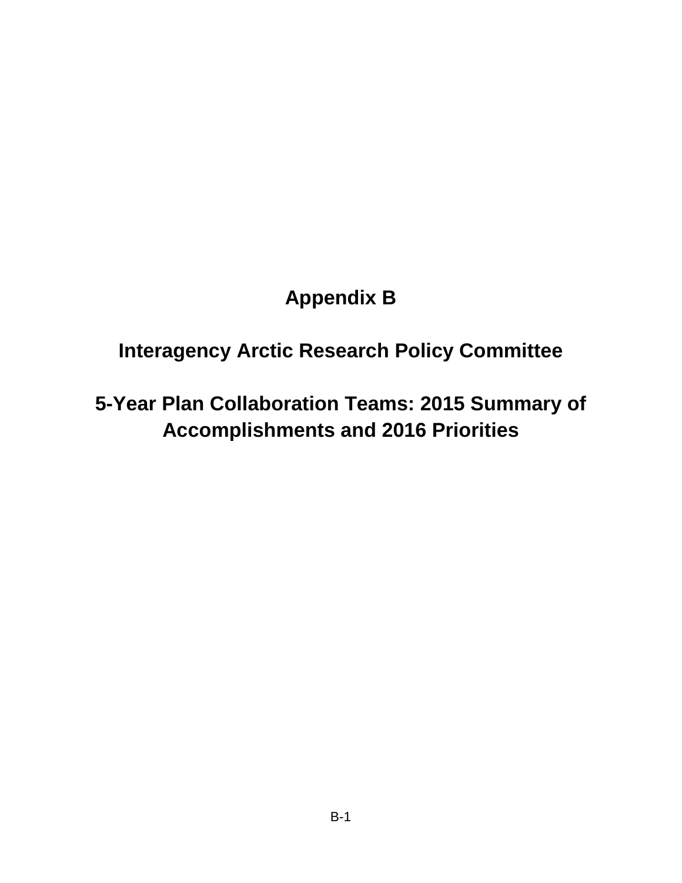# Appendix B

# Interagency Arctic Research Policy Committee

# 5-Year Plan Collaboration Teams: 2015 Summary of Accomplishments and 2016 Priorities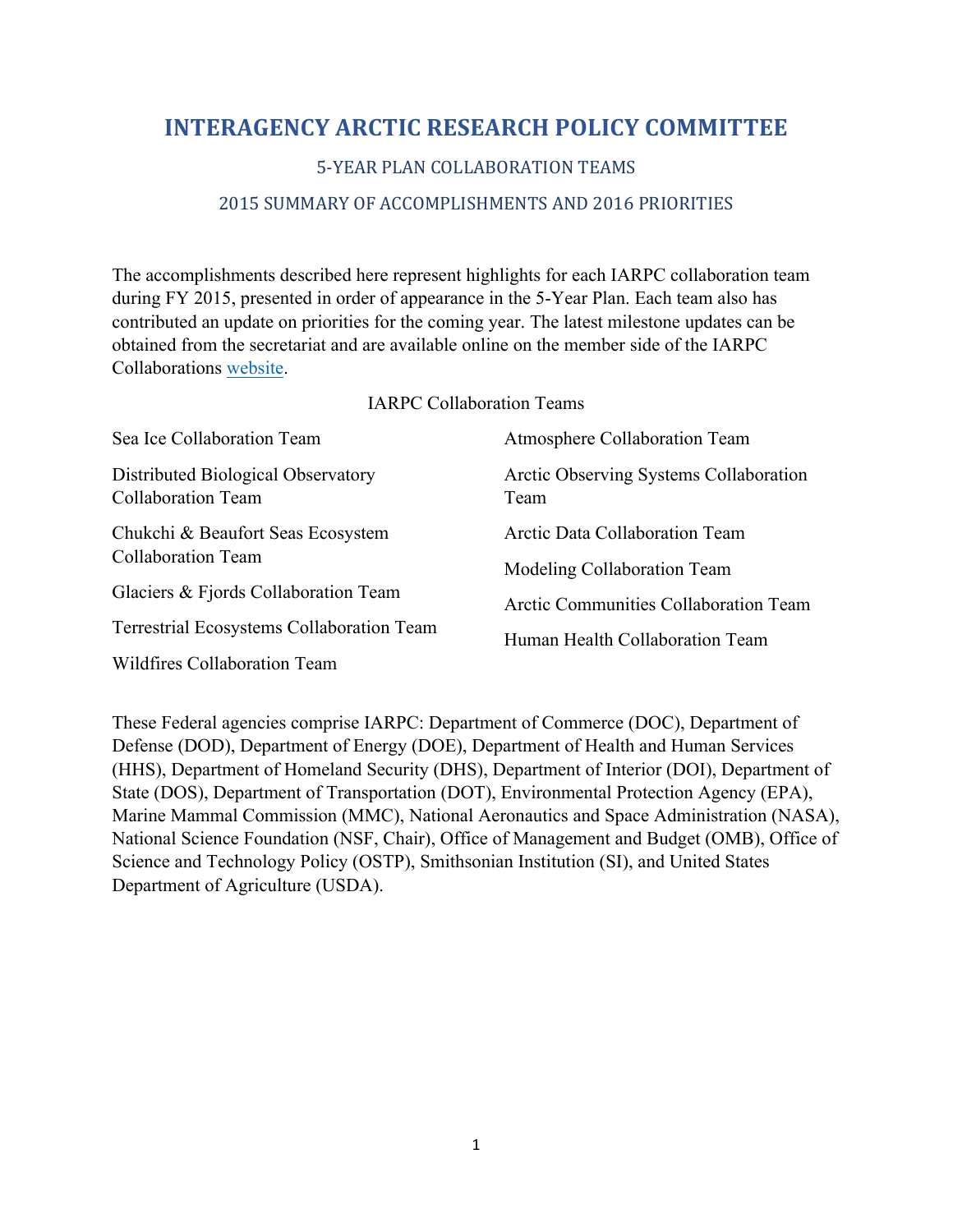# INTERAGENCY ARCTIC RESEARCH POLICY COMMITTEE

## 5-YEAR PLAN COLLABORATION TEAMS

## 2015 SUMMARY OF ACCOMPLISHMENTS AND 2016 PRIORITIES

The accomplishments described here represent highlights for each IARPC collaboration team during FY 2015, presented in order of appearance in the 5-Year Plan. Each team also has contributed an update on priorities for the coming year. The latest milestone updates can be obtained from the secretariat and are available online on the member side of the IARPC Collaborations website.

IARPC Collaboration Teams

- Sea Ice Collaboration Team
- Distributed Biological Observatory Collaboration Team
- Chukchi & Beaufort Seas Ecosystem Collaboration Team
- Glaciers & Fjords Collaboration Team
- Terrestrial Ecosystems Collaboration Team
- Wildfires Collaboration Team
- Atmosphere Collaboration Team
- Arctic Observing Systems Collaboration Team
- Arctic Data Collaboration Team
- Modeling Collaboration Team
- Arctic Communities Collaboration Team
- Human Health Collaboration Team

These Federal agencies comprise IARPC: Department of Commerce (DOC), Department of Defense (DOD), Department of Energy (DOE), Department of Health and Human Services (HHS), Department of Homeland Security (DHS), Department of Interior (DOI), Department of State (DOS), Department of Transportation (DOT), Environmental Protection Agency (EPA), Marine Mammal Commission (MMC), National Aeronautics and Space Administration (NASA), National Science Foundation (NSF, Chair), Office of Management and Budget (OMB), Office of Science and Technology Policy (OSTP), Smithsonian Institution (SI), and United States Department of Agriculture (USDA).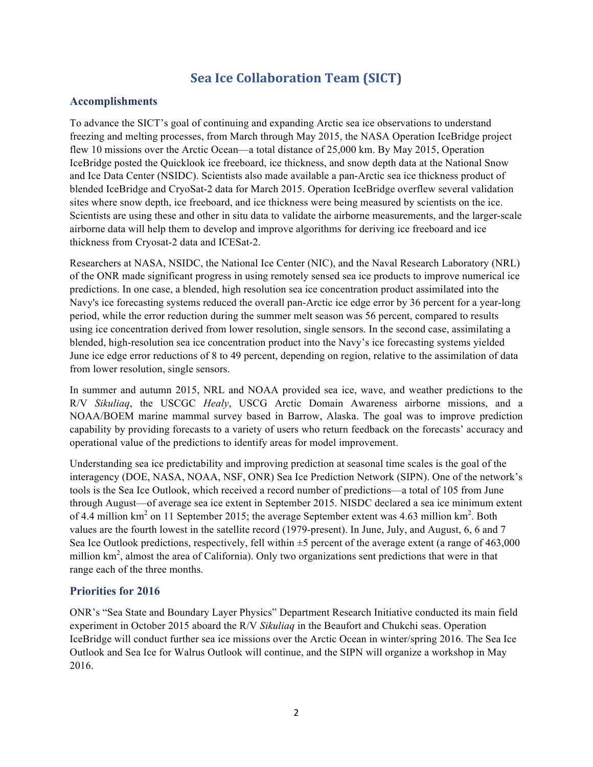# Sea Ice Collaboration Team (SICT)

## Accomplishments

To advance the SICT's goal of continuing and expanding Arctic sea ice observations to understand freezing and melting processes, from March through May 2015, the NASA Operation IceBridge project flew 10 missions over the Arctic Ocean—a total distance of 25,000 km. By May 2015, Operation IceBridge posted the Quicklook ice freeboard, ice thickness, and snow depth data at the National Snow and Ice Data Center (NSIDC). Scientists also made available a pan-Arctic sea ice thickness product of blended IceBridge and CryoSat-2 data for March 2015. Operation IceBridge overflew several validation sites where snow depth, ice freeboard, and ice thickness were being measured by scientists on the ice. Scientists are using these and other in situ data to validate the airborne measurements, and the larger-scale airborne data will help them to develop and improve algorithms for deriving ice freeboard and ice thickness from Cryosat-2 data and ICESat-2.

Researchers at NASA, NSIDC, the National Ice Center (NIC), and the Naval Research Laboratory (NRL) of the ONR made significant progress in using remotely sensed sea ice products to improve numerical ice predictions. In one case, a blended, high resolution sea ice concentration product assimilated into the Navy's ice forecasting systems reduced the overall pan-Arctic ice edge error by 36 percent for a year-long period, while the error reduction during the summer melt season was 56 percent, compared to results using ice concentration derived from lower resolution, single sensors. In the second case, assimilating a blended, high-resolution sea ice concentration product into the Navy's ice forecasting systems yielded June ice edge error reductions of 8 to 49 percent, depending on region, relative to the assimilation of data from lower resolution, single sensors.

In summer and autumn 2015, NRL and NOAA provided sea ice, wave, and weather predictions to the R/V *Sikuliaq*, the USCGC *Healy*, USCG Arctic Domain Awareness airborne missions, and a NOAA/BOEM marine mammal survey based in Barrow, Alaska. The goal was to improve prediction capability by providing forecasts to a variety of users who return feedback on the forecasts' accuracy and operational value of the predictions to identify areas for model improvement.

Understanding sea ice predictability and improving prediction at seasonal time scales is the goal of the interagency (DOE, NASA, NOAA, NSF, ONR) Sea Ice Prediction Network (SIPN). One of the network's tools is the Sea Ice Outlook, which received a record number of predictions—a total of 105 from June through August—of average sea ice extent in September 2015. NISDC declared a sea ice minimum extent of 4.4 million km$^2$ on 11 September 2015; the average September extent was 4.63 million km$^2$. Both values are the fourth lowest in the satellite record (1979-present). In June, July, and August, 6, 6 and 7 Sea Ice Outlook predictions, respectively, fell within ±5 percent of the average extent (a range of 463,000 million km$^2$, almost the area of California). Only two organizations sent predictions that were in that range each of the three months.

## Priorities for 2016

ONR's "Sea State and Boundary Layer Physics" Department Research Initiative conducted its main field experiment in October 2015 aboard the R/V *Sikuliaq* in the Beaufort and Chukchi seas. Operation IceBridge will conduct further sea ice missions over the Arctic Ocean in winter/spring 2016. The Sea Ice Outlook and Sea Ice for Walrus Outlook will continue, and the SIPN will organize a workshop in May 2016.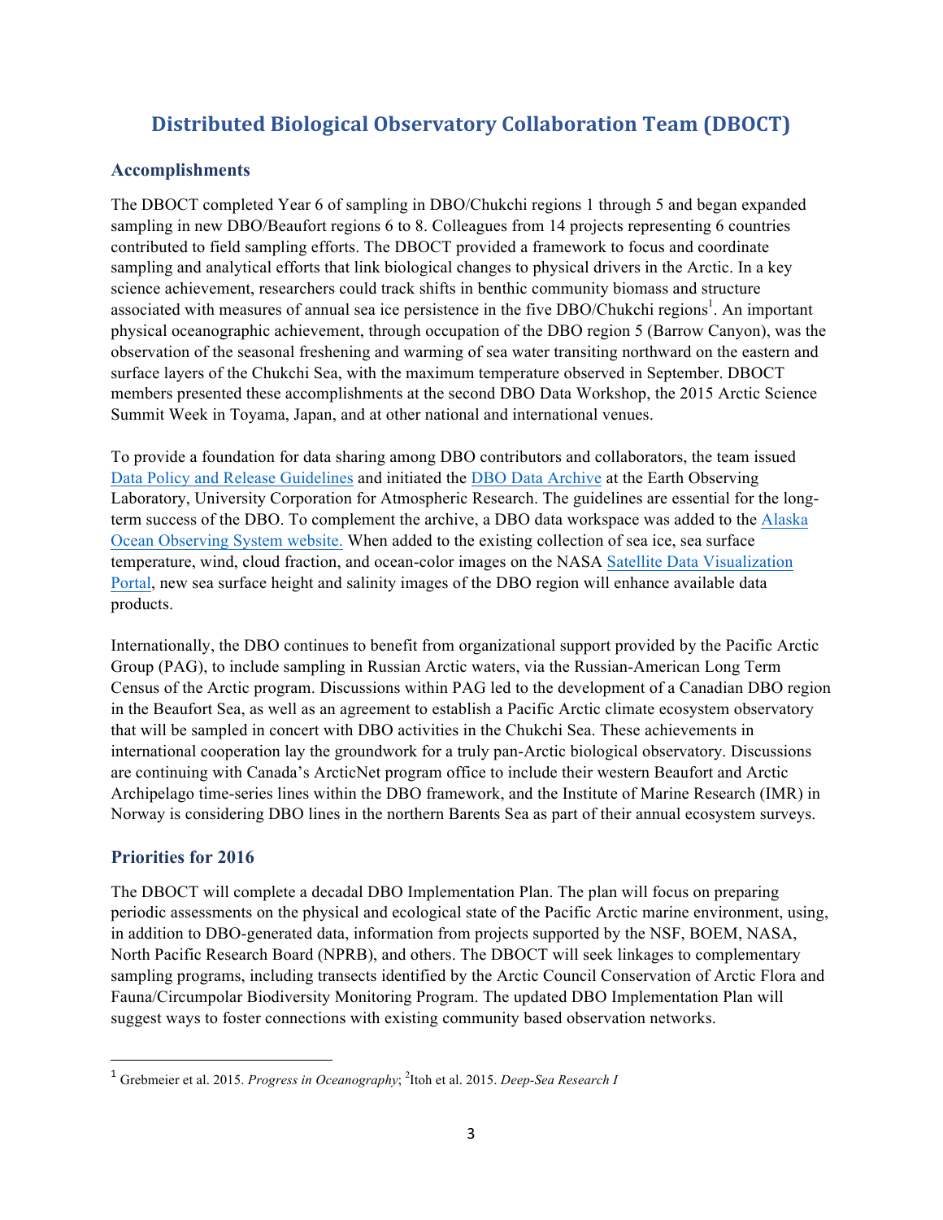# Distributed Biological Observatory Collaboration Team (DBOCT)

## Accomplishments

The DBOCT completed Year 6 of sampling in DBO/Chukchi regions 1 through 5 and began expanded sampling in new DBO/Beaufort regions 6 to 8. Colleagues from 14 projects representing 6 countries contributed to field sampling efforts. The DBOCT provided a framework to focus and coordinate sampling and analytical efforts that link biological changes to physical drivers in the Arctic. In a key science achievement, researchers could track shifts in benthic community biomass and structure associated with measures of annual sea ice persistence in the five DBO/Chukchi regions[1]. An important physical oceanographic achievement, through occupation of the DBO region 5 (Barrow Canyon), was the observation of the seasonal freshening and warming of sea water transiting northward on the eastern and surface layers of the Chukchi Sea, with the maximum temperature observed in September. DBOCT members presented these accomplishments at the second DBO Data Workshop, the 2015 Arctic Science Summit Week in Toyama, Japan, and at other national and international venues.

To provide a foundation for data sharing among DBO contributors and collaborators, the team issued Data Policy and Release Guidelines and initiated the DBO Data Archive at the Earth Observing Laboratory, University Corporation for Atmospheric Research. The guidelines are essential for the long-term success of the DBO. To complement the archive, a DBO data workspace was added to the Alaska Ocean Observing System website. When added to the existing collection of sea ice, sea surface temperature, wind, cloud fraction, and ocean-color images on the NASA Satellite Data Visualization Portal, new sea surface height and salinity images of the DBO region will enhance available data products.

Internationally, the DBO continues to benefit from organizational support provided by the Pacific Arctic Group (PAG), to include sampling in Russian Arctic waters, via the Russian-American Long Term Census of the Arctic program. Discussions within PAG led to the development of a Canadian DBO region in the Beaufort Sea, as well as an agreement to establish a Pacific Arctic climate ecosystem observatory that will be sampled in concert with DBO activities in the Chukchi Sea. These achievements in international cooperation lay the groundwork for a truly pan-Arctic biological observatory. Discussions are continuing with Canada's ArcticNet program office to include their western Beaufort and Arctic Archipelago time-series lines within the DBO framework, and the Institute of Marine Research (IMR) in Norway is considering DBO lines in the northern Barents Sea as part of their annual ecosystem surveys.

## Priorities for 2016

The DBOCT will complete a decadal DBO Implementation Plan. The plan will focus on preparing periodic assessments on the physical and ecological state of the Pacific Arctic marine environment, using, in addition to DBO-generated data, information from projects supported by the NSF, BOEM, NASA, North Pacific Research Board (NPRB), and others. The DBOCT will seek linkages to complementary sampling programs, including transects identified by the Arctic Council Conservation of Arctic Flora and Fauna/Circumpolar Biodiversity Monitoring Program. The updated DBO Implementation Plan will suggest ways to foster connections with existing community based observation networks.

---

[1] Grebmeier et al. 2015. *Progress in Oceanography*; [2]Itoh et al. 2015. *Deep-Sea Research I*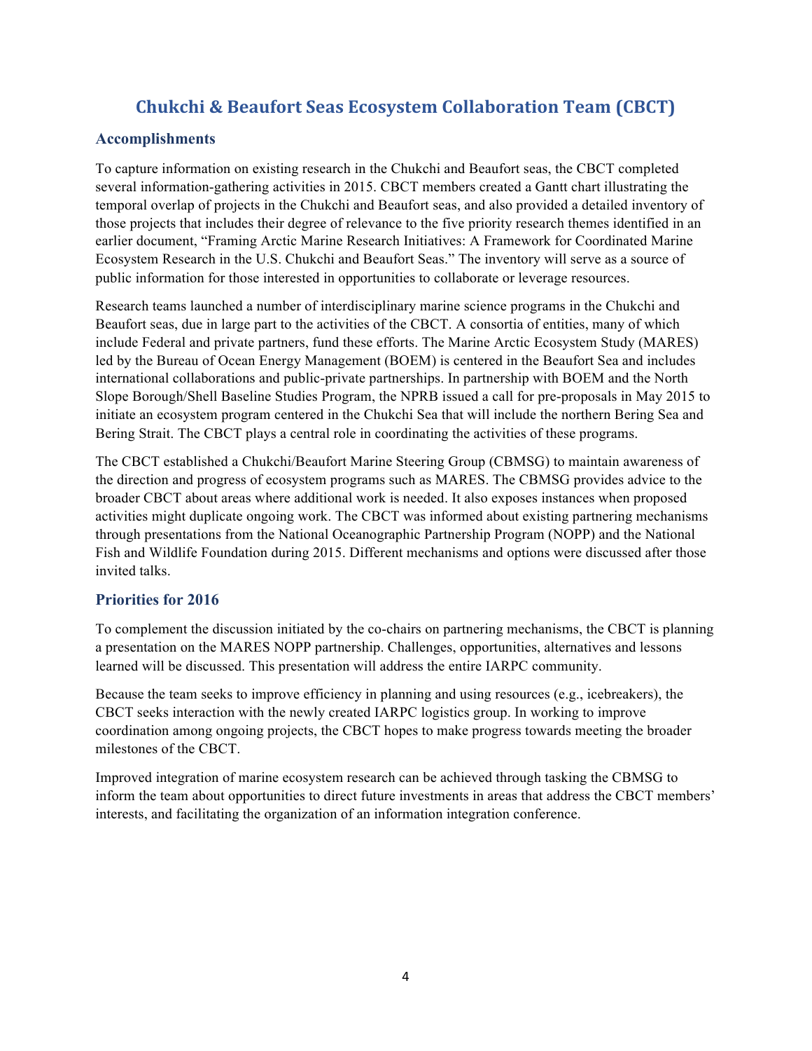# Chukchi & Beaufort Seas Ecosystem Collaboration Team (CBCT)

## Accomplishments

To capture information on existing research in the Chukchi and Beaufort seas, the CBCT completed several information-gathering activities in 2015. CBCT members created a Gantt chart illustrating the temporal overlap of projects in the Chukchi and Beaufort seas, and also provided a detailed inventory of those projects that includes their degree of relevance to the five priority research themes identified in an earlier document, "Framing Arctic Marine Research Initiatives: A Framework for Coordinated Marine Ecosystem Research in the U.S. Chukchi and Beaufort Seas." The inventory will serve as a source of public information for those interested in opportunities to collaborate or leverage resources.

Research teams launched a number of interdisciplinary marine science programs in the Chukchi and Beaufort seas, due in large part to the activities of the CBCT. A consortia of entities, many of which include Federal and private partners, fund these efforts. The Marine Arctic Ecosystem Study (MARES) led by the Bureau of Ocean Energy Management (BOEM) is centered in the Beaufort Sea and includes international collaborations and public-private partnerships. In partnership with BOEM and the North Slope Borough/Shell Baseline Studies Program, the NPRB issued a call for pre-proposals in May 2015 to initiate an ecosystem program centered in the Chukchi Sea that will include the northern Bering Sea and Bering Strait. The CBCT plays a central role in coordinating the activities of these programs.

The CBCT established a Chukchi/Beaufort Marine Steering Group (CBMSG) to maintain awareness of the direction and progress of ecosystem programs such as MARES. The CBMSG provides advice to the broader CBCT about areas where additional work is needed. It also exposes instances when proposed activities might duplicate ongoing work. The CBCT was informed about existing partnering mechanisms through presentations from the National Oceanographic Partnership Program (NOPP) and the National Fish and Wildlife Foundation during 2015. Different mechanisms and options were discussed after those invited talks.

## Priorities for 2016

To complement the discussion initiated by the co-chairs on partnering mechanisms, the CBCT is planning a presentation on the MARES NOPP partnership. Challenges, opportunities, alternatives and lessons learned will be discussed. This presentation will address the entire IARPC community.

Because the team seeks to improve efficiency in planning and using resources (e.g., icebreakers), the CBCT seeks interaction with the newly created IARPC logistics group. In working to improve coordination among ongoing projects, the CBCT hopes to make progress towards meeting the broader milestones of the CBCT.

Improved integration of marine ecosystem research can be achieved through tasking the CBMSG to inform the team about opportunities to direct future investments in areas that address the CBCT members' interests, and facilitating the organization of an information integration conference.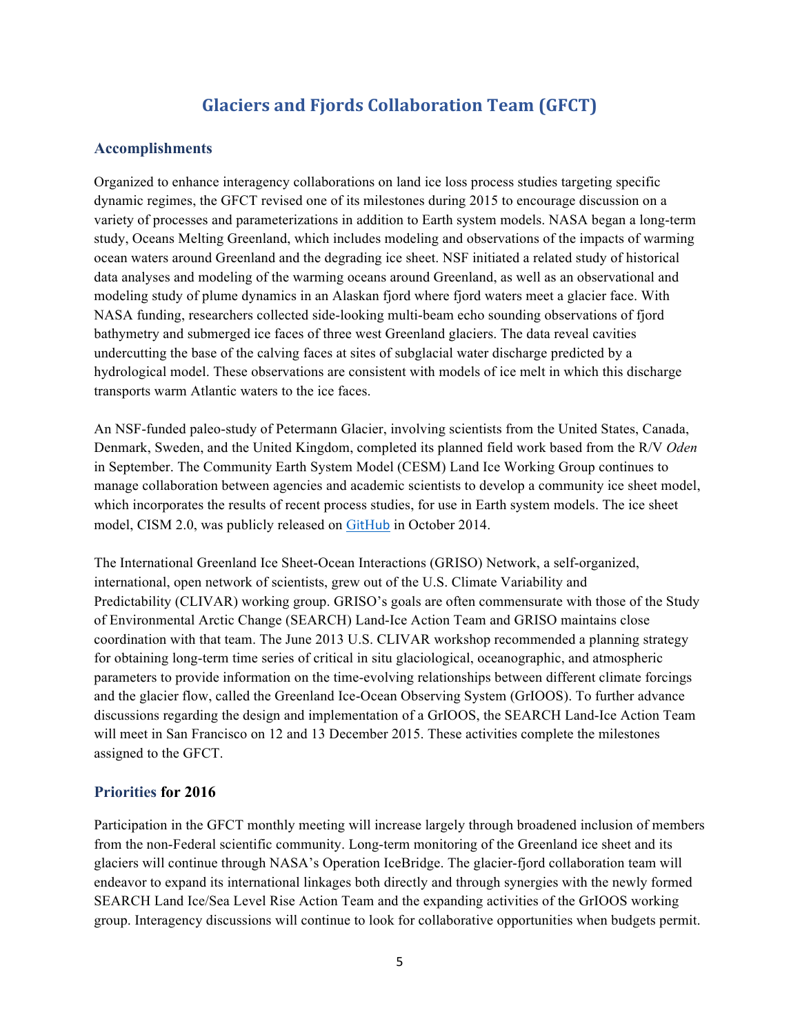# Glaciers and Fjords Collaboration Team (GFCT)

## Accomplishments

Organized to enhance interagency collaborations on land ice loss process studies targeting specific dynamic regimes, the GFCT revised one of its milestones during 2015 to encourage discussion on a variety of processes and parameterizations in addition to Earth system models. NASA began a long-term study, Oceans Melting Greenland, which includes modeling and observations of the impacts of warming ocean waters around Greenland and the degrading ice sheet. NSF initiated a related study of historical data analyses and modeling of the warming oceans around Greenland, as well as an observational and modeling study of plume dynamics in an Alaskan fjord where fjord waters meet a glacier face. With NASA funding, researchers collected side-looking multi-beam echo sounding observations of fjord bathymetry and submerged ice faces of three west Greenland glaciers. The data reveal cavities undercutting the base of the calving faces at sites of subglacial water discharge predicted by a hydrological model. These observations are consistent with models of ice melt in which this discharge transports warm Atlantic waters to the ice faces.

An NSF-funded paleo-study of Petermann Glacier, involving scientists from the United States, Canada, Denmark, Sweden, and the United Kingdom, completed its planned field work based from the R/V *Oden* in September. The Community Earth System Model (CESM) Land Ice Working Group continues to manage collaboration between agencies and academic scientists to develop a community ice sheet model, which incorporates the results of recent process studies, for use in Earth system models. The ice sheet model, CISM 2.0, was publicly released on GitHub in October 2014.

The International Greenland Ice Sheet-Ocean Interactions (GRISO) Network, a self-organized, international, open network of scientists, grew out of the U.S. Climate Variability and Predictability (CLIVAR) working group. GRISO's goals are often commensurate with those of the Study of Environmental Arctic Change (SEARCH) Land-Ice Action Team and GRISO maintains close coordination with that team. The June 2013 U.S. CLIVAR workshop recommended a planning strategy for obtaining long-term time series of critical in situ glaciological, oceanographic, and atmospheric parameters to provide information on the time-evolving relationships between different climate forcings and the glacier flow, called the Greenland Ice-Ocean Observing System (GrIOOS). To further advance discussions regarding the design and implementation of a GrIOOS, the SEARCH Land-Ice Action Team will meet in San Francisco on 12 and 13 December 2015. These activities complete the milestones assigned to the GFCT.

## Priorities for 2016

Participation in the GFCT monthly meeting will increase largely through broadened inclusion of members from the non-Federal scientific community. Long-term monitoring of the Greenland ice sheet and its glaciers will continue through NASA's Operation IceBridge. The glacier-fjord collaboration team will endeavor to expand its international linkages both directly and through synergies with the newly formed SEARCH Land Ice/Sea Level Rise Action Team and the expanding activities of the GrIOOS working group. Interagency discussions will continue to look for collaborative opportunities when budgets permit.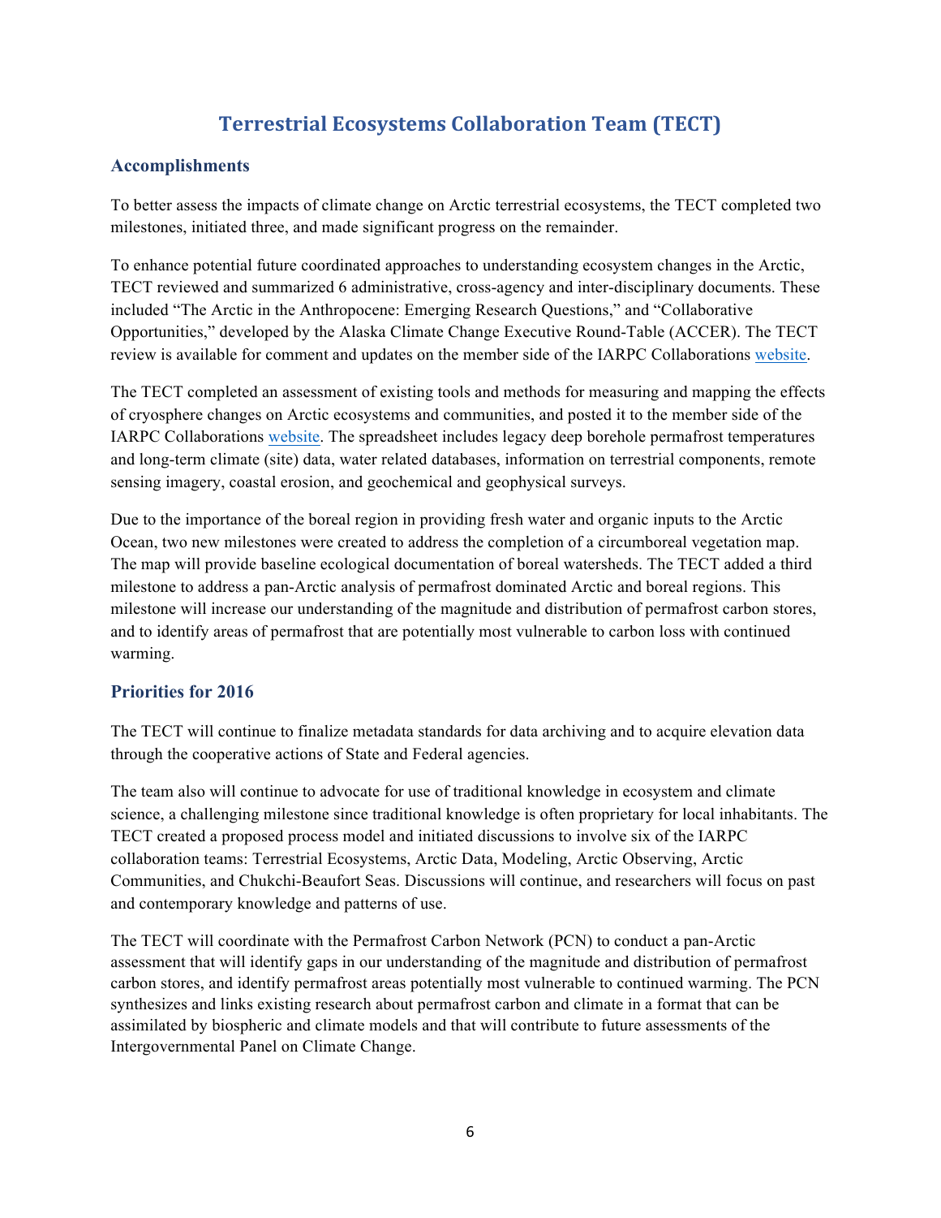# Terrestrial Ecosystems Collaboration Team (TECT)

## Accomplishments

To better assess the impacts of climate change on Arctic terrestrial ecosystems, the TECT completed two milestones, initiated three, and made significant progress on the remainder.

To enhance potential future coordinated approaches to understanding ecosystem changes in the Arctic, TECT reviewed and summarized 6 administrative, cross-agency and inter-disciplinary documents. These included "The Arctic in the Anthropocene: Emerging Research Questions," and "Collaborative Opportunities," developed by the Alaska Climate Change Executive Round-Table (ACCER). The TECT review is available for comment and updates on the member side of the IARPC Collaborations website.

The TECT completed an assessment of existing tools and methods for measuring and mapping the effects of cryosphere changes on Arctic ecosystems and communities, and posted it to the member side of the IARPC Collaborations website. The spreadsheet includes legacy deep borehole permafrost temperatures and long-term climate (site) data, water related databases, information on terrestrial components, remote sensing imagery, coastal erosion, and geochemical and geophysical surveys.

Due to the importance of the boreal region in providing fresh water and organic inputs to the Arctic Ocean, two new milestones were created to address the completion of a circumboreal vegetation map. The map will provide baseline ecological documentation of boreal watersheds. The TECT added a third milestone to address a pan-Arctic analysis of permafrost dominated Arctic and boreal regions. This milestone will increase our understanding of the magnitude and distribution of permafrost carbon stores, and to identify areas of permafrost that are potentially most vulnerable to carbon loss with continued warming.

## Priorities for 2016

The TECT will continue to finalize metadata standards for data archiving and to acquire elevation data through the cooperative actions of State and Federal agencies.

The team also will continue to advocate for use of traditional knowledge in ecosystem and climate science, a challenging milestone since traditional knowledge is often proprietary for local inhabitants. The TECT created a proposed process model and initiated discussions to involve six of the IARPC collaboration teams: Terrestrial Ecosystems, Arctic Data, Modeling, Arctic Observing, Arctic Communities, and Chukchi-Beaufort Seas. Discussions will continue, and researchers will focus on past and contemporary knowledge and patterns of use.

The TECT will coordinate with the Permafrost Carbon Network (PCN) to conduct a pan-Arctic assessment that will identify gaps in our understanding of the magnitude and distribution of permafrost carbon stores, and identify permafrost areas potentially most vulnerable to continued warming. The PCN synthesizes and links existing research about permafrost carbon and climate in a format that can be assimilated by biospheric and climate models and that will contribute to future assessments of the Intergovernmental Panel on Climate Change.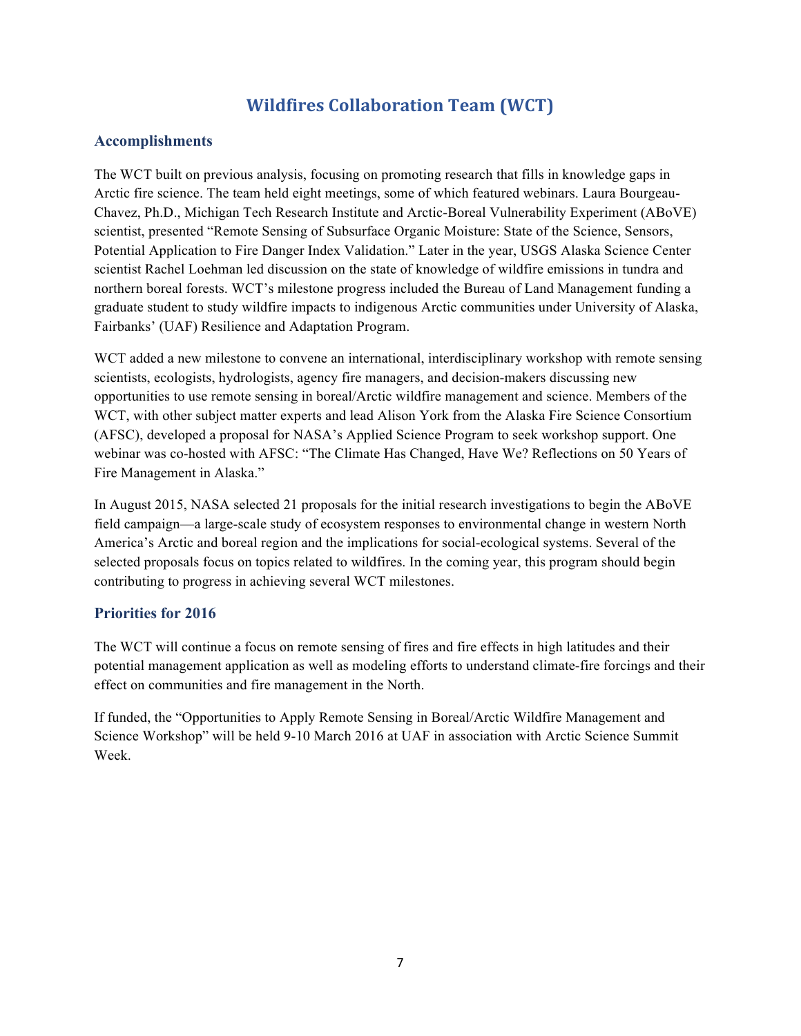# Wildfires Collaboration Team (WCT)

## Accomplishments

The WCT built on previous analysis, focusing on promoting research that fills in knowledge gaps in Arctic fire science. The team held eight meetings, some of which featured webinars. Laura Bourgeau-Chavez, Ph.D., Michigan Tech Research Institute and Arctic-Boreal Vulnerability Experiment (ABoVE) scientist, presented "Remote Sensing of Subsurface Organic Moisture: State of the Science, Sensors, Potential Application to Fire Danger Index Validation." Later in the year, USGS Alaska Science Center scientist Rachel Loehman led discussion on the state of knowledge of wildfire emissions in tundra and northern boreal forests. WCT's milestone progress included the Bureau of Land Management funding a graduate student to study wildfire impacts to indigenous Arctic communities under University of Alaska, Fairbanks' (UAF) Resilience and Adaptation Program.

WCT added a new milestone to convene an international, interdisciplinary workshop with remote sensing scientists, ecologists, hydrologists, agency fire managers, and decision-makers discussing new opportunities to use remote sensing in boreal/Arctic wildfire management and science. Members of the WCT, with other subject matter experts and lead Alison York from the Alaska Fire Science Consortium (AFSC), developed a proposal for NASA's Applied Science Program to seek workshop support. One webinar was co-hosted with AFSC: "The Climate Has Changed, Have We? Reflections on 50 Years of Fire Management in Alaska."

In August 2015, NASA selected 21 proposals for the initial research investigations to begin the ABoVE field campaign—a large-scale study of ecosystem responses to environmental change in western North America's Arctic and boreal region and the implications for social-ecological systems. Several of the selected proposals focus on topics related to wildfires. In the coming year, this program should begin contributing to progress in achieving several WCT milestones.

## Priorities for 2016

The WCT will continue a focus on remote sensing of fires and fire effects in high latitudes and their potential management application as well as modeling efforts to understand climate-fire forcings and their effect on communities and fire management in the North.

If funded, the "Opportunities to Apply Remote Sensing in Boreal/Arctic Wildfire Management and Science Workshop" will be held 9-10 March 2016 at UAF in association with Arctic Science Summit Week.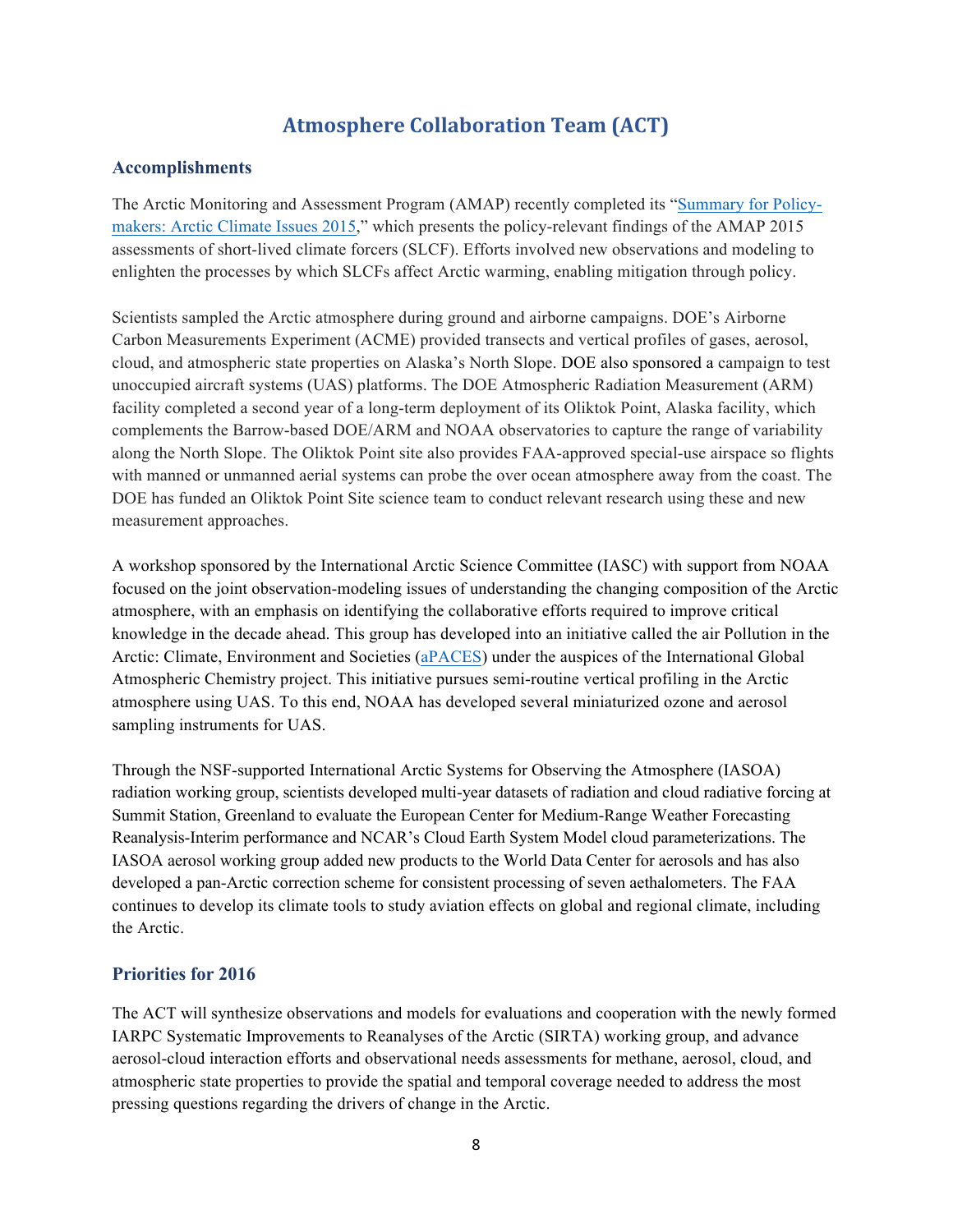# Atmosphere Collaboration Team (ACT)

## Accomplishments

The Arctic Monitoring and Assessment Program (AMAP) recently completed its "Summary for Policy-makers: Arctic Climate Issues 2015," which presents the policy-relevant findings of the AMAP 2015 assessments of short-lived climate forcers (SLCF). Efforts involved new observations and modeling to enlighten the processes by which SLCFs affect Arctic warming, enabling mitigation through policy.

Scientists sampled the Arctic atmosphere during ground and airborne campaigns. DOE's Airborne Carbon Measurements Experiment (ACME) provided transects and vertical profiles of gases, aerosol, cloud, and atmospheric state properties on Alaska's North Slope. DOE also sponsored a campaign to test unoccupied aircraft systems (UAS) platforms. The DOE Atmospheric Radiation Measurement (ARM) facility completed a second year of a long-term deployment of its Oliktok Point, Alaska facility, which complements the Barrow-based DOE/ARM and NOAA observatories to capture the range of variability along the North Slope. The Oliktok Point site also provides FAA-approved special-use airspace so flights with manned or unmanned aerial systems can probe the over ocean atmosphere away from the coast. The DOE has funded an Oliktok Point Site science team to conduct relevant research using these and new measurement approaches.

A workshop sponsored by the International Arctic Science Committee (IASC) with support from NOAA focused on the joint observation-modeling issues of understanding the changing composition of the Arctic atmosphere, with an emphasis on identifying the collaborative efforts required to improve critical knowledge in the decade ahead. This group has developed into an initiative called the air Pollution in the Arctic: Climate, Environment and Societies (aPACES) under the auspices of the International Global Atmospheric Chemistry project. This initiative pursues semi-routine vertical profiling in the Arctic atmosphere using UAS. To this end, NOAA has developed several miniaturized ozone and aerosol sampling instruments for UAS.

Through the NSF-supported International Arctic Systems for Observing the Atmosphere (IASOA) radiation working group, scientists developed multi-year datasets of radiation and cloud radiative forcing at Summit Station, Greenland to evaluate the European Center for Medium-Range Weather Forecasting Reanalysis-Interim performance and NCAR's Cloud Earth System Model cloud parameterizations. The IASOA aerosol working group added new products to the World Data Center for aerosols and has also developed a pan-Arctic correction scheme for consistent processing of seven aethalometers. The FAA continues to develop its climate tools to study aviation effects on global and regional climate, including the Arctic.

## Priorities for 2016

The ACT will synthesize observations and models for evaluations and cooperation with the newly formed IARPC Systematic Improvements to Reanalyses of the Arctic (SIRTA) working group, and advance aerosol-cloud interaction efforts and observational needs assessments for methane, aerosol, cloud, and atmospheric state properties to provide the spatial and temporal coverage needed to address the most pressing questions regarding the drivers of change in the Arctic.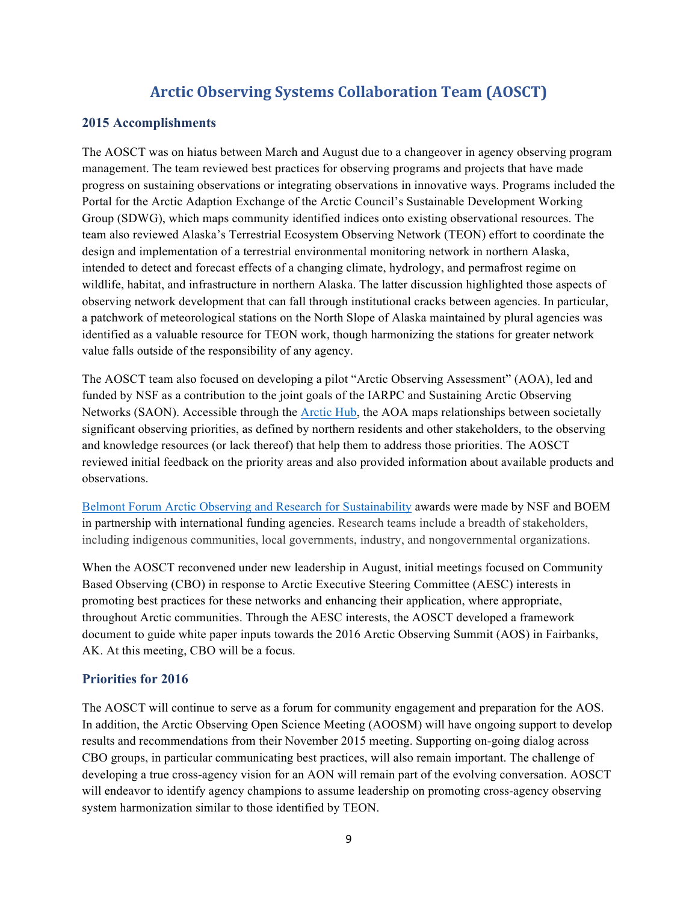# Arctic Observing Systems Collaboration Team (AOSCT)

## 2015 Accomplishments

The AOSCT was on hiatus between March and August due to a changeover in agency observing program management. The team reviewed best practices for observing programs and projects that have made progress on sustaining observations or integrating observations in innovative ways. Programs included the Portal for the Arctic Adaption Exchange of the Arctic Council's Sustainable Development Working Group (SDWG), which maps community identified indices onto existing observational resources. The team also reviewed Alaska's Terrestrial Ecosystem Observing Network (TEON) effort to coordinate the design and implementation of a terrestrial environmental monitoring network in northern Alaska, intended to detect and forecast effects of a changing climate, hydrology, and permafrost regime on wildlife, habitat, and infrastructure in northern Alaska. The latter discussion highlighted those aspects of observing network development that can fall through institutional cracks between agencies. In particular, a patchwork of meteorological stations on the North Slope of Alaska maintained by plural agencies was identified as a valuable resource for TEON work, though harmonizing the stations for greater network value falls outside of the responsibility of any agency.

The AOSCT team also focused on developing a pilot "Arctic Observing Assessment" (AOA), led and funded by NSF as a contribution to the joint goals of the IARPC and Sustaining Arctic Observing Networks (SAON). Accessible through the Arctic Hub, the AOA maps relationships between societally significant observing priorities, as defined by northern residents and other stakeholders, to the observing and knowledge resources (or lack thereof) that help them to address those priorities. The AOSCT reviewed initial feedback on the priority areas and also provided information about available products and observations.

Belmont Forum Arctic Observing and Research for Sustainability awards were made by NSF and BOEM in partnership with international funding agencies. Research teams include a breadth of stakeholders, including indigenous communities, local governments, industry, and nongovernmental organizations.

When the AOSCT reconvened under new leadership in August, initial meetings focused on Community Based Observing (CBO) in response to Arctic Executive Steering Committee (AESC) interests in promoting best practices for these networks and enhancing their application, where appropriate, throughout Arctic communities. Through the AESC interests, the AOSCT developed a framework document to guide white paper inputs towards the 2016 Arctic Observing Summit (AOS) in Fairbanks, AK. At this meeting, CBO will be a focus.

## Priorities for 2016

The AOSCT will continue to serve as a forum for community engagement and preparation for the AOS. In addition, the Arctic Observing Open Science Meeting (AOOSM) will have ongoing support to develop results and recommendations from their November 2015 meeting. Supporting on-going dialog across CBO groups, in particular communicating best practices, will also remain important. The challenge of developing a true cross-agency vision for an AON will remain part of the evolving conversation. AOSCT will endeavor to identify agency champions to assume leadership on promoting cross-agency observing system harmonization similar to those identified by TEON.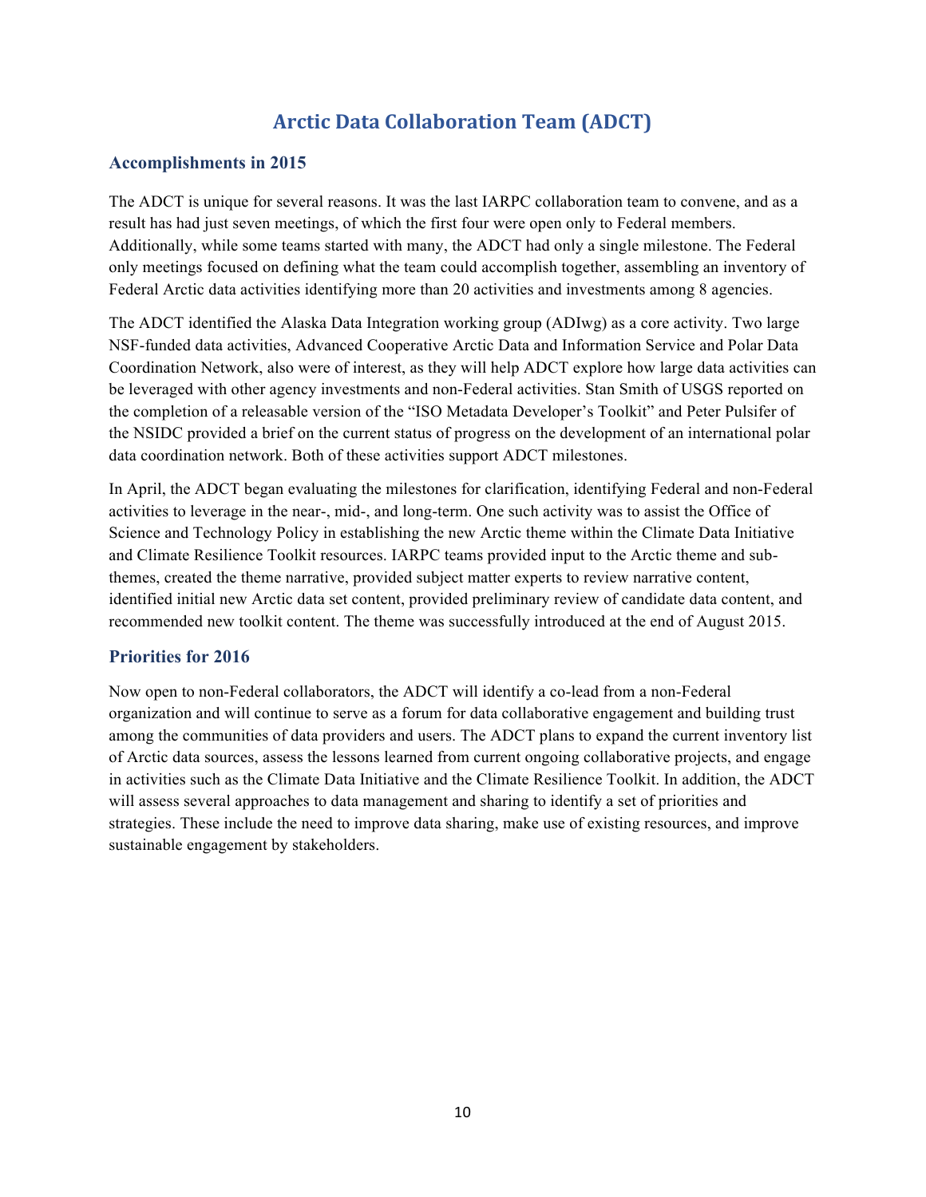# Arctic Data Collaboration Team (ADCT)

## Accomplishments in 2015

The ADCT is unique for several reasons. It was the last IARPC collaboration team to convene, and as a result has had just seven meetings, of which the first four were open only to Federal members. Additionally, while some teams started with many, the ADCT had only a single milestone. The Federal only meetings focused on defining what the team could accomplish together, assembling an inventory of Federal Arctic data activities identifying more than 20 activities and investments among 8 agencies.

The ADCT identified the Alaska Data Integration working group (ADIwg) as a core activity. Two large NSF-funded data activities, Advanced Cooperative Arctic Data and Information Service and Polar Data Coordination Network, also were of interest, as they will help ADCT explore how large data activities can be leveraged with other agency investments and non-Federal activities. Stan Smith of USGS reported on the completion of a releasable version of the "ISO Metadata Developer's Toolkit" and Peter Pulsifer of the NSIDC provided a brief on the current status of progress on the development of an international polar data coordination network. Both of these activities support ADCT milestones.

In April, the ADCT began evaluating the milestones for clarification, identifying Federal and non-Federal activities to leverage in the near-, mid-, and long-term. One such activity was to assist the Office of Science and Technology Policy in establishing the new Arctic theme within the Climate Data Initiative and Climate Resilience Toolkit resources. IARPC teams provided input to the Arctic theme and sub-themes, created the theme narrative, provided subject matter experts to review narrative content, identified initial new Arctic data set content, provided preliminary review of candidate data content, and recommended new toolkit content. The theme was successfully introduced at the end of August 2015.

## Priorities for 2016

Now open to non-Federal collaborators, the ADCT will identify a co-lead from a non-Federal organization and will continue to serve as a forum for data collaborative engagement and building trust among the communities of data providers and users. The ADCT plans to expand the current inventory list of Arctic data sources, assess the lessons learned from current ongoing collaborative projects, and engage in activities such as the Climate Data Initiative and the Climate Resilience Toolkit. In addition, the ADCT will assess several approaches to data management and sharing to identify a set of priorities and strategies. These include the need to improve data sharing, make use of existing resources, and improve sustainable engagement by stakeholders.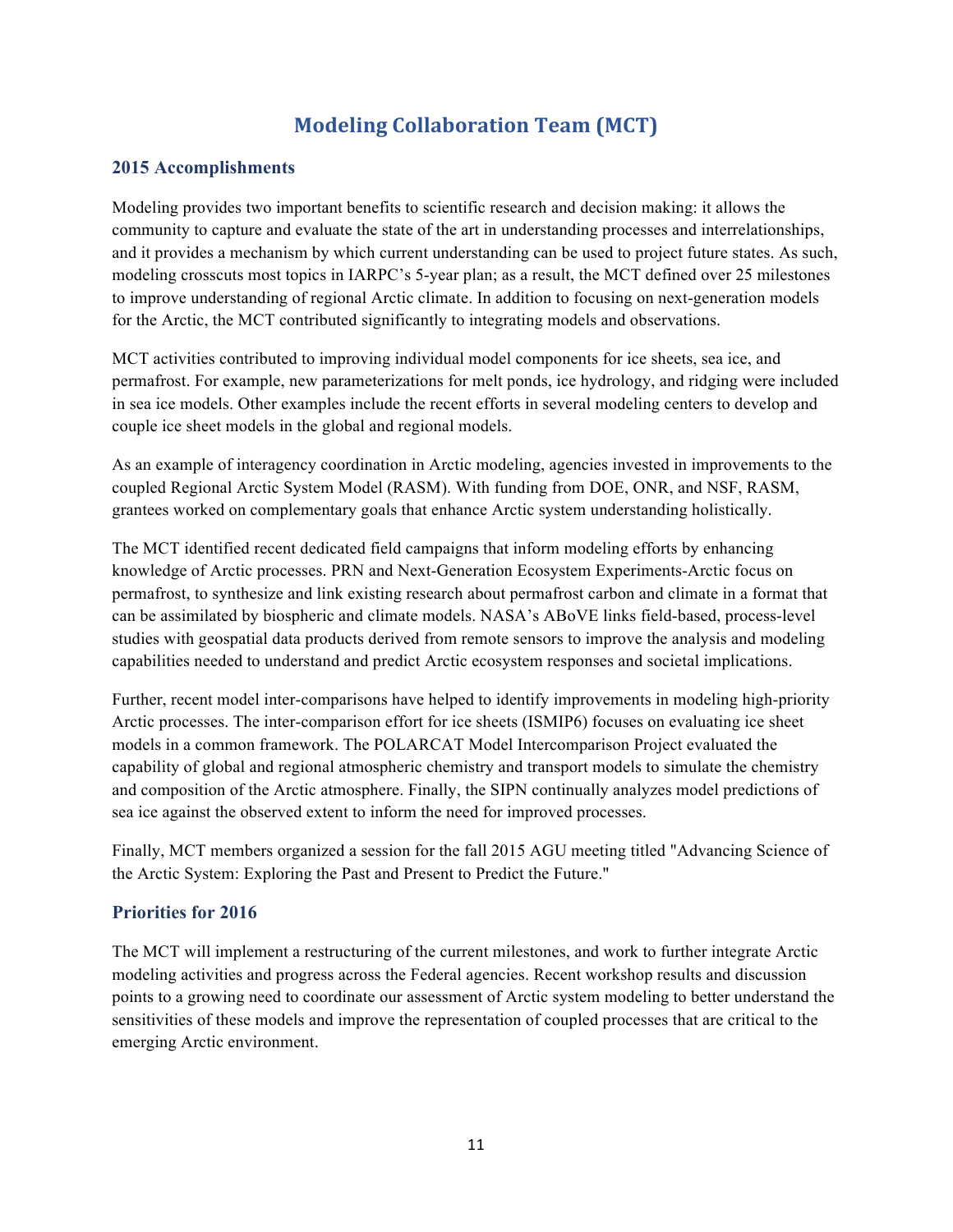# Modeling Collaboration Team (MCT)

## 2015 Accomplishments

Modeling provides two important benefits to scientific research and decision making: it allows the community to capture and evaluate the state of the art in understanding processes and interrelationships, and it provides a mechanism by which current understanding can be used to project future states. As such, modeling crosscuts most topics in IARPC's 5-year plan; as a result, the MCT defined over 25 milestones to improve understanding of regional Arctic climate. In addition to focusing on next-generation models for the Arctic, the MCT contributed significantly to integrating models and observations.

MCT activities contributed to improving individual model components for ice sheets, sea ice, and permafrost. For example, new parameterizations for melt ponds, ice hydrology, and ridging were included in sea ice models. Other examples include the recent efforts in several modeling centers to develop and couple ice sheet models in the global and regional models.

As an example of interagency coordination in Arctic modeling, agencies invested in improvements to the coupled Regional Arctic System Model (RASM). With funding from DOE, ONR, and NSF, RASM, grantees worked on complementary goals that enhance Arctic system understanding holistically.

The MCT identified recent dedicated field campaigns that inform modeling efforts by enhancing knowledge of Arctic processes. PRN and Next-Generation Ecosystem Experiments-Arctic focus on permafrost, to synthesize and link existing research about permafrost carbon and climate in a format that can be assimilated by biospheric and climate models. NASA's ABoVE links field-based, process-level studies with geospatial data products derived from remote sensors to improve the analysis and modeling capabilities needed to understand and predict Arctic ecosystem responses and societal implications.

Further, recent model inter-comparisons have helped to identify improvements in modeling high-priority Arctic processes. The inter-comparison effort for ice sheets (ISMIP6) focuses on evaluating ice sheet models in a common framework. The POLARCAT Model Intercomparison Project evaluated the capability of global and regional atmospheric chemistry and transport models to simulate the chemistry and composition of the Arctic atmosphere. Finally, the SIPN continually analyzes model predictions of sea ice against the observed extent to inform the need for improved processes.

Finally, MCT members organized a session for the fall 2015 AGU meeting titled "Advancing Science of the Arctic System: Exploring the Past and Present to Predict the Future."

## Priorities for 2016

The MCT will implement a restructuring of the current milestones, and work to further integrate Arctic modeling activities and progress across the Federal agencies. Recent workshop results and discussion points to a growing need to coordinate our assessment of Arctic system modeling to better understand the sensitivities of these models and improve the representation of coupled processes that are critical to the emerging Arctic environment.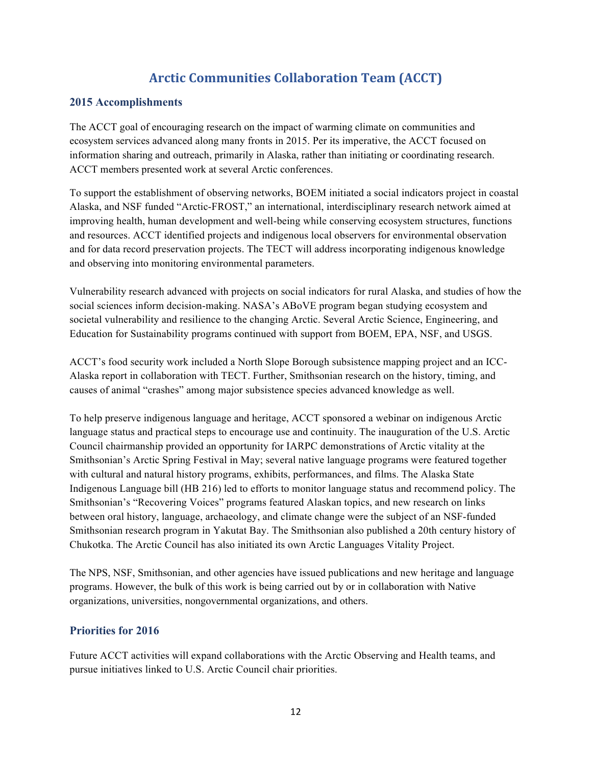# Arctic Communities Collaboration Team (ACCT)

## 2015 Accomplishments

The ACCT goal of encouraging research on the impact of warming climate on communities and ecosystem services advanced along many fronts in 2015. Per its imperative, the ACCT focused on information sharing and outreach, primarily in Alaska, rather than initiating or coordinating research. ACCT members presented work at several Arctic conferences.

To support the establishment of observing networks, BOEM initiated a social indicators project in coastal Alaska, and NSF funded "Arctic-FROST," an international, interdisciplinary research network aimed at improving health, human development and well-being while conserving ecosystem structures, functions and resources. ACCT identified projects and indigenous local observers for environmental observation and for data record preservation projects. The TECT will address incorporating indigenous knowledge and observing into monitoring environmental parameters.

Vulnerability research advanced with projects on social indicators for rural Alaska, and studies of how the social sciences inform decision-making. NASA's ABoVE program began studying ecosystem and societal vulnerability and resilience to the changing Arctic. Several Arctic Science, Engineering, and Education for Sustainability programs continued with support from BOEM, EPA, NSF, and USGS.

ACCT's food security work included a North Slope Borough subsistence mapping project and an ICC-Alaska report in collaboration with TECT. Further, Smithsonian research on the history, timing, and causes of animal "crashes" among major subsistence species advanced knowledge as well.

To help preserve indigenous language and heritage, ACCT sponsored a webinar on indigenous Arctic language status and practical steps to encourage use and continuity. The inauguration of the U.S. Arctic Council chairmanship provided an opportunity for IARPC demonstrations of Arctic vitality at the Smithsonian's Arctic Spring Festival in May; several native language programs were featured together with cultural and natural history programs, exhibits, performances, and films. The Alaska State Indigenous Language bill (HB 216) led to efforts to monitor language status and recommend policy. The Smithsonian's "Recovering Voices" programs featured Alaskan topics, and new research on links between oral history, language, archaeology, and climate change were the subject of an NSF-funded Smithsonian research program in Yakutat Bay. The Smithsonian also published a 20th century history of Chukotka. The Arctic Council has also initiated its own Arctic Languages Vitality Project.

The NPS, NSF, Smithsonian, and other agencies have issued publications and new heritage and language programs. However, the bulk of this work is being carried out by or in collaboration with Native organizations, universities, nongovernmental organizations, and others.

## Priorities for 2016

Future ACCT activities will expand collaborations with the Arctic Observing and Health teams, and pursue initiatives linked to U.S. Arctic Council chair priorities.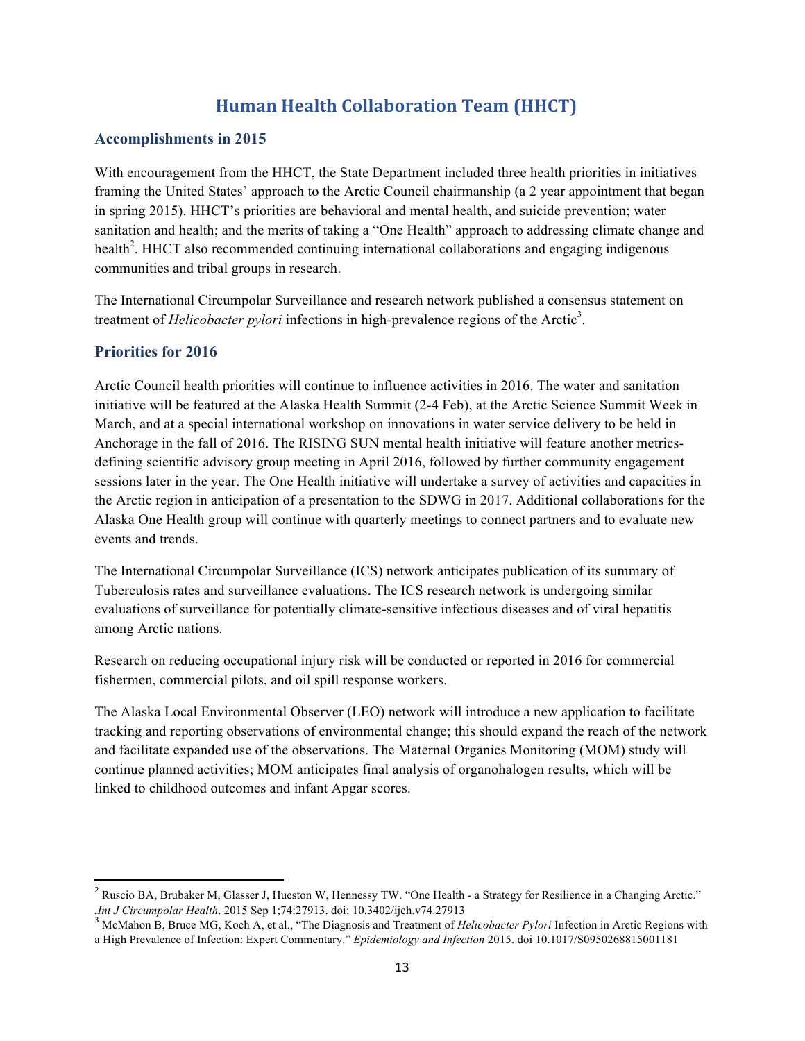# Human Health Collaboration Team (HHCT)

## Accomplishments in 2015

With encouragement from the HHCT, the State Department included three health priorities in initiatives framing the United States' approach to the Arctic Council chairmanship (a 2 year appointment that began in spring 2015). HHCT's priorities are behavioral and mental health, and suicide prevention; water sanitation and health; and the merits of taking a "One Health" approach to addressing climate change and health[2]. HHCT also recommended continuing international collaborations and engaging indigenous communities and tribal groups in research.

The International Circumpolar Surveillance and research network published a consensus statement on treatment of *Helicobacter pylori* infections in high-prevalence regions of the Arctic[3].

## Priorities for 2016

Arctic Council health priorities will continue to influence activities in 2016. The water and sanitation initiative will be featured at the Alaska Health Summit (2-4 Feb), at the Arctic Science Summit Week in March, and at a special international workshop on innovations in water service delivery to be held in Anchorage in the fall of 2016. The RISING SUN mental health initiative will feature another metrics-defining scientific advisory group meeting in April 2016, followed by further community engagement sessions later in the year. The One Health initiative will undertake a survey of activities and capacities in the Arctic region in anticipation of a presentation to the SDWG in 2017. Additional collaborations for the Alaska One Health group will continue with quarterly meetings to connect partners and to evaluate new events and trends.

The International Circumpolar Surveillance (ICS) network anticipates publication of its summary of Tuberculosis rates and surveillance evaluations. The ICS research network is undergoing similar evaluations of surveillance for potentially climate-sensitive infectious diseases and of viral hepatitis among Arctic nations.

Research on reducing occupational injury risk will be conducted or reported in 2016 for commercial fishermen, commercial pilots, and oil spill response workers.

The Alaska Local Environmental Observer (LEO) network will introduce a new application to facilitate tracking and reporting observations of environmental change; this should expand the reach of the network and facilitate expanded use of the observations. The Maternal Organics Monitoring (MOM) study will continue planned activities; MOM anticipates final analysis of organohalogen results, which will be linked to childhood outcomes and infant Apgar scores.

---

[2] Ruscio BA, Brubaker M, Glasser J, Hueston W, Hennessy TW. "One Health - a Strategy for Resilience in a Changing Arctic." .*Int J Circumpolar Health*. 2015 Sep 1;74:27913. doi: 10.3402/ijch.v74.27913

[3] McMahon B, Bruce MG, Koch A, et al., "The Diagnosis and Treatment of *Helicobacter Pylori* Infection in Arctic Regions with a High Prevalence of Infection: Expert Commentary." *Epidemiology and Infection* 2015. doi 10.1017/S0950268815001181